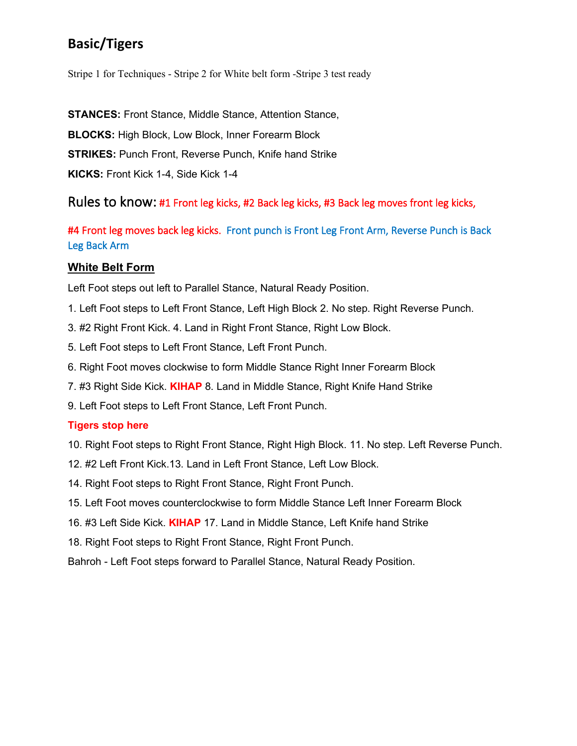## Basic/Tigers

Stripe 1 for Techniques - Stripe 2 for White belt form -Stripe 3 test ready

**STANCES:** Front Stance, Middle Stance, Attention Stance,

**BLOCKS:** High Block, Low Block, Inner Forearm Block

**STRIKES:** Punch Front, Reverse Punch, Knife hand Strike

**KICKS:** Front Kick 1-4, Side Kick 1-4

Rules to know: #1 Front leg kicks, #2 Back leg kicks, #3 Back leg moves front leg kicks,

#4 Front leg moves back leg kicks. Front punch is Front Leg Front Arm, Reverse Punch is Back Leg Back Arm

**White Belt Form**

Left Foot steps out left to Parallel Stance, Natural Ready Position.

1. Left Foot steps to Left Front Stance, Left High Block 2. No step. Right Reverse Punch.

3. #2 Right Front Kick. 4. Land in Right Front Stance, Right Low Block.

5. Left Foot steps to Left Front Stance, Left Front Punch.

6. Right Foot moves clockwise to form Middle Stance Right Inner Forearm Block

7. #3 Right Side Kick. **KIHAP** 8. Land in Middle Stance, Right Knife Hand Strike

9. Left Foot steps to Left Front Stance, Left Front Punch.

**Tigers stop here**

10. Right Foot steps to Right Front Stance, Right High Block. 11. No step. Left Reverse Punch.

12. #2 Left Front Kick.13. Land in Left Front Stance, Left Low Block.

14. Right Foot steps to Right Front Stance, Right Front Punch.

15. Left Foot moves counterclockwise to form Middle Stance Left Inner Forearm Block

16. #3 Left Side Kick. **KIHAP** 17. Land in Middle Stance, Left Knife hand Strike

18. Right Foot steps to Right Front Stance, Right Front Punch.

Bahroh - Left Foot steps forward to Parallel Stance, Natural Ready Position.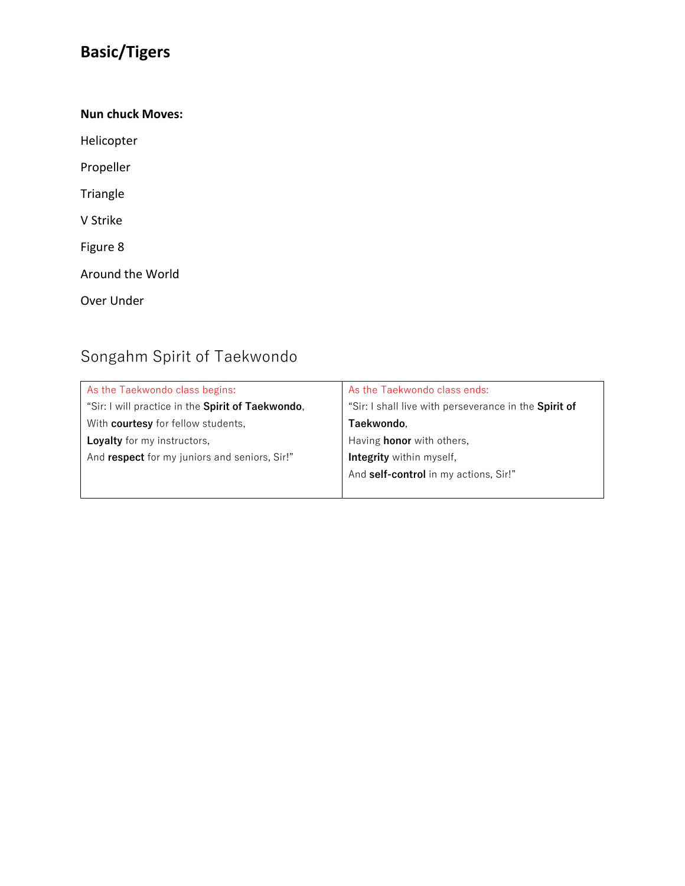## Basic/Tigers

**Nun chuck Moves:**

Helicopter

Propeller

Triangle

V Strike

Figure 8

Around the World

Over Under

## Songahm Spirit of Taekwondo

| | |
|---|---|
| As the Taekwondo class begins:<br>"Sir: I will practice in the **Spirit of Taekwondo**,<br>With **courtesy** for fellow students,<br>**Loyalty** for my instructors,<br>And **respect** for my juniors and seniors, Sir!" | As the Taekwondo class ends:<br>"Sir: I shall live with perseverance in the **Spirit of Taekwondo**,<br>Having **honor** with others,<br>**Integrity** within myself,<br>And **self-control** in my actions, Sir!" |